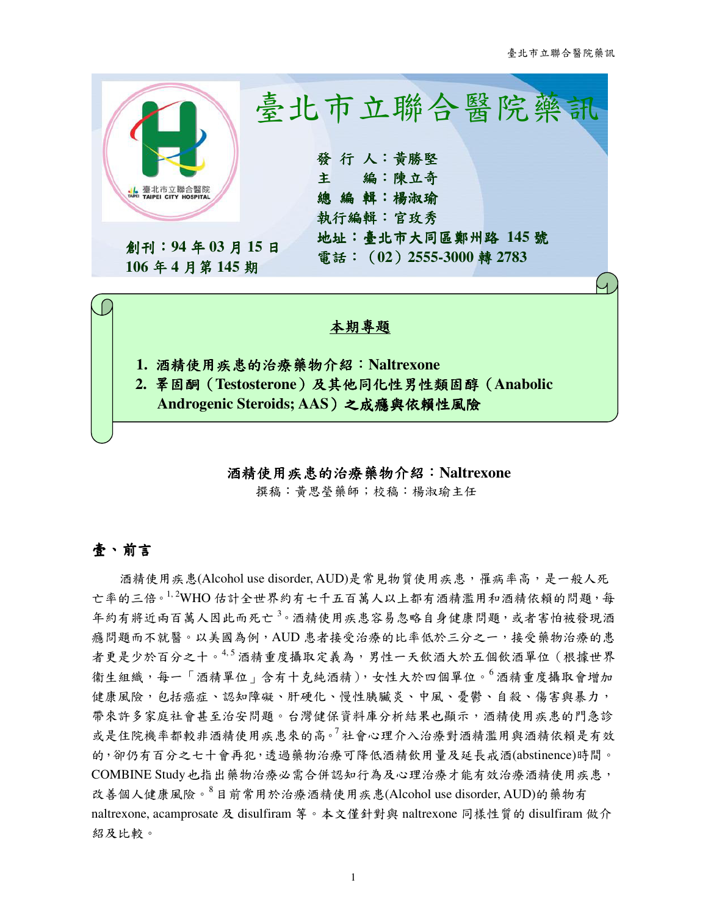# 臺北市立聯合醫院藥訊

發 行 人：黃勝堅
主　　編：陳立奇
總 編 輯：楊淑瑜
執行編輯：官玫秀
地址：臺北市大同區鄭州路 145 號
電話：（02）2555-3000 轉 2783

創刊：94 年 03 月 15 日
106 年 4 月第 145 期

**本期專題**

1. **酒精使用疾患的治療藥物介紹：Naltrexone**
2. **睪固酮（Testosterone）及其他同化性男性類固醇（Anabolic Androgenic Steroids; AAS）之成癮與依賴性風險**

## 酒精使用疾患的治療藥物介紹：Naltrexone

撰稿：黃思瑩藥師；校稿：楊淑瑜主任

### 壹、前言

酒精使用疾患(Alcohol use disorder, AUD)是常見物質使用疾患，罹病率高，是一般人死亡率的三倍。[1, 2]WHO 估計全世界約有七千五百萬人以上都有酒精濫用和酒精依賴的問題，每年約有將近兩百萬人因此而死亡[3]。酒精使用疾患容易忽略自身健康問題，或者害怕被發現酒癮問題而不就醫。以美國為例，AUD 患者接受治療的比率低於三分之一，接受藥物治療的患者更是少於百分之十。[4, 5]酒精重度攝取定義為，男性一天飲酒大於五個飲酒單位（根據世界衛生組織，每一「酒精單位」含有十克純酒精），女性大於四個單位。[6]酒精重度攝取會增加健康風險，包括癌症、認知障礙、肝硬化、慢性胰臟炎、中風、憂鬱、自殺、傷害與暴力，帶來許多家庭社會甚至治安問題。台灣健保資料庫分析結果也顯示，酒精使用疾患的門急診或是住院機率都較非酒精使用疾患來的高。[7]社會心理介入治療對酒精濫用與酒精依賴是有效的，卻仍有百分之七十會再犯，透過藥物治療可降低酒精飲用量及延長戒酒(abstinence)時間。COMBINE Study 也指出藥物治療必需合併認知行為及心理治療才能有效治療酒精使用疾患，改善個人健康風險。[8]目前常用於治療酒精使用疾患(Alcohol use disorder, AUD)的藥物有 naltrexone, acamprosate 及 disulfiram 等。本文僅針對與 naltrexone 同樣性質的 disulfiram 做介紹及比較。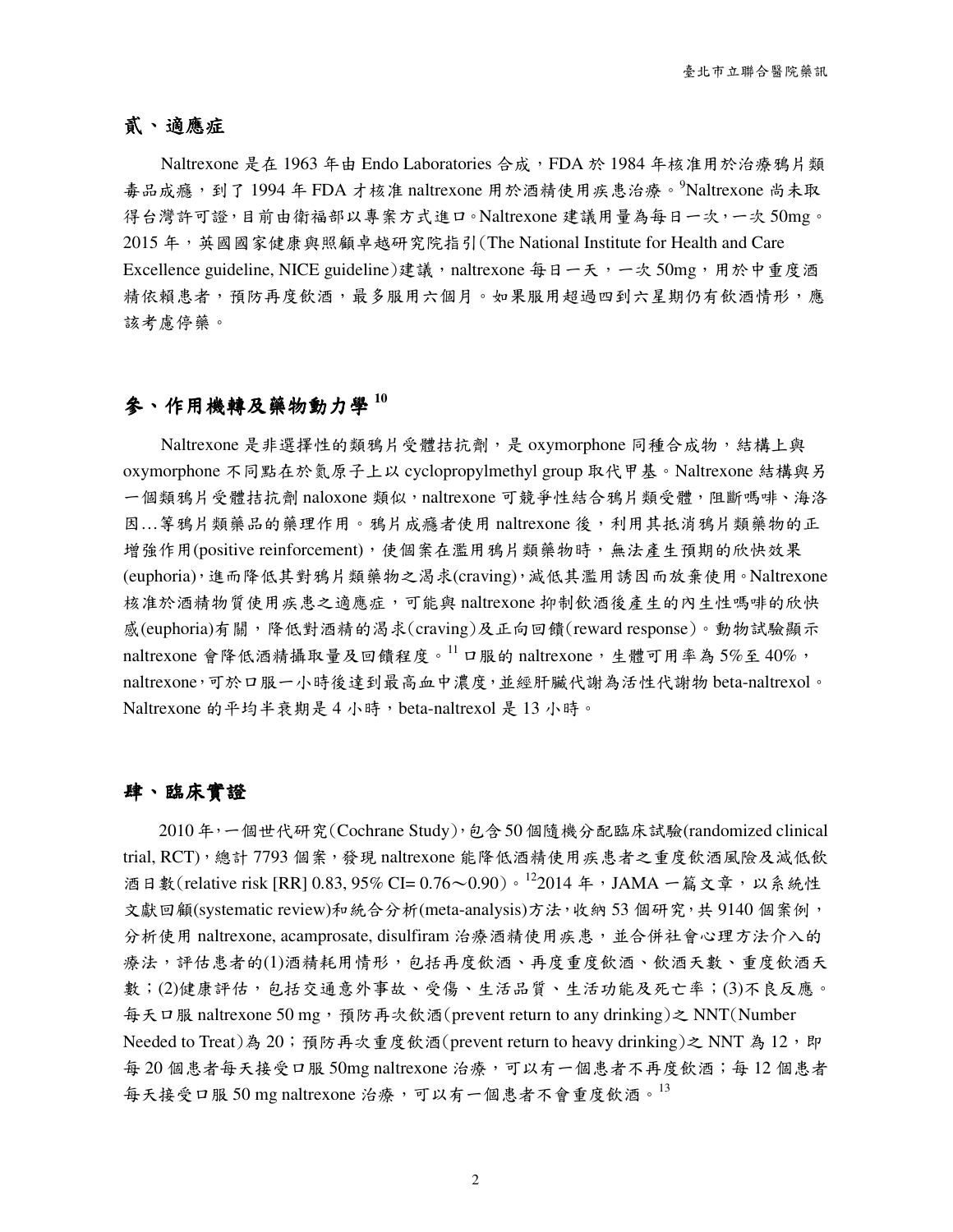## 貳、適應症

Naltrexone 是在 1963 年由 Endo Laboratories 合成，FDA 於 1984 年核准用於治療鴉片類毒品成癮，到了 1994 年 FDA 才核准 naltrexone 用於酒精使用疾患治療。[9]Naltrexone 尚未取得台灣許可證，目前由衛福部以專案方式進口。Naltrexone 建議用量為每日一次，一次 50mg。2015 年，英國國家健康與照顧卓越研究院指引(The National Institute for Health and Care Excellence guideline, NICE guideline)建議，naltrexone 每日一天，一次 50mg，用於中重度酒精依賴患者，預防再度飲酒，最多服用六個月。如果服用超過四到六星期仍有飲酒情形，應該考慮停藥。

## 參、作用機轉及藥物動力學 [10]

Naltrexone 是非選擇性的類鴉片受體拮抗劑，是 oxymorphone 同種合成物，結構上與 oxymorphone 不同點在於氮原子上以 cyclopropylmethyl group 取代甲基。Naltrexone 結構與另一個類鴉片受體拮抗劑 naloxone 類似，naltrexone 可競爭性結合鴉片類受體，阻斷嗎啡、海洛因…等鴉片類藥品的藥理作用。鴉片成癮者使用 naltrexone 後，利用其抵消鴉片類藥物的正增強作用(positive reinforcement)，使個案在濫用鴉片類藥物時，無法產生預期的欣快效果(euphoria)，進而降低其對鴉片類藥物之渴求(craving)，減低其濫用誘因而放棄使用。Naltrexone 核准於酒精物質使用疾患之適應症，可能與 naltrexone 抑制飲酒後產生的內生性嗎啡的欣快感(euphoria)有關，降低對酒精的渴求(craving)及正向回饋(reward response)。動物試驗顯示 naltrexone 會降低酒精攝取量及回饋程度。[11] 口服的 naltrexone，生體可用率為 5%至 40%，naltrexone，可於口服一小時後達到最高血中濃度，並經肝臟代謝為活性代謝物 beta-naltrexol。Naltrexone 的平均半衰期是 4 小時，beta-naltrexol 是 13 小時。

## 肆、臨床實證

2010 年，一個世代研究(Cochrane Study)，包含 50 個隨機分配臨床試驗(randomized clinical trial, RCT)，總計 7793 個案，發現 naltrexone 能降低酒精使用疾患者之重度飲酒風險及減低飲酒日數(relative risk [RR] 0.83, 95% CI= 0.76～0.90)。[12]2014 年，JAMA 一篇文章，以系統性文獻回顧(systematic review)和統合分析(meta-analysis)方法，收納 53 個研究，共 9140 個案例，分析使用 naltrexone, acamprosate, disulfiram 治療酒精使用疾患，並合併社會心理方法介入的療法，評估患者的(1)酒精耗用情形，包括再度飲酒、再度重度飲酒、飲酒天數、重度飲酒天數；(2)健康評估，包括交通意外事故、受傷、生活品質、生活功能及死亡率；(3)不良反應。每天口服 naltrexone 50 mg，預防再次飲酒(prevent return to any drinking)之 NNT(Number Needed to Treat)為 20；預防再次重度飲酒(prevent return to heavy drinking)之 NNT 為 12，即每 20 個患者每天接受口服 50mg naltrexone 治療，可以有一個患者不再度飲酒；每 12 個患者每天接受口服 50 mg naltrexone 治療，可以有一個患者不會重度飲酒。[13]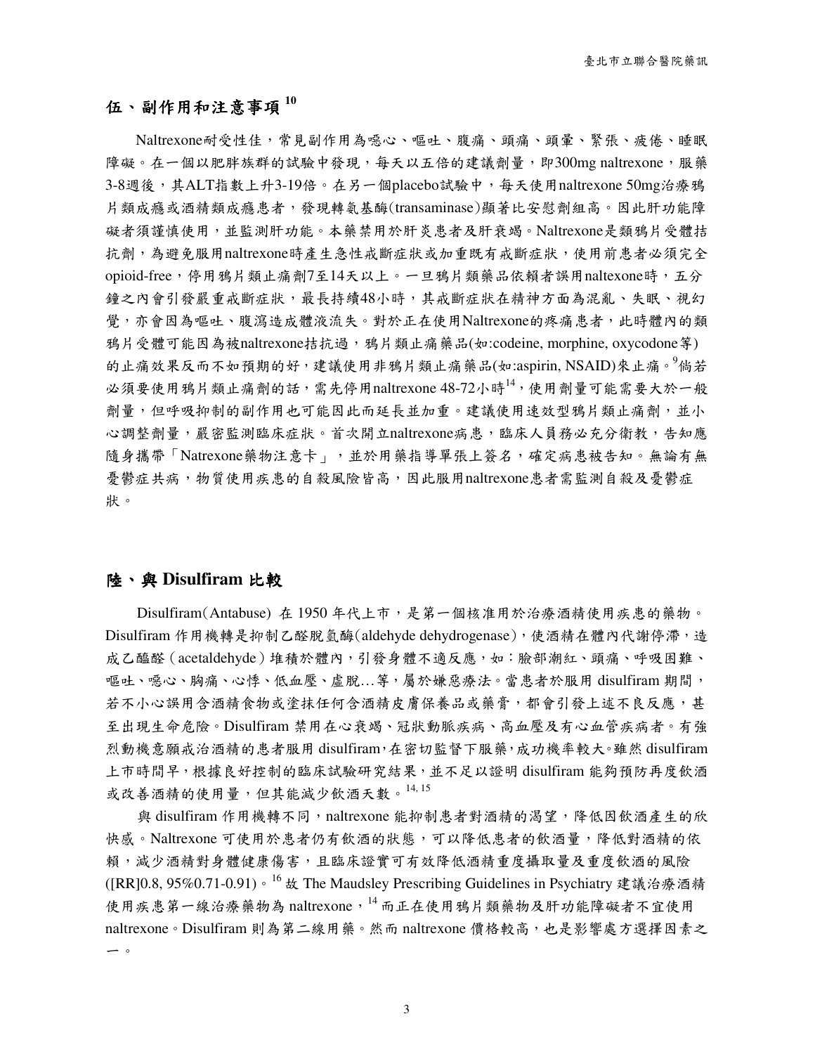## 伍、副作用和注意事項[10]

Naltrexone耐受性佳，常見副作用為噁心、嘔吐、腹痛、頭痛、頭暈、緊張、疲倦、睡眠障礙。在一個以肥胖族群的試驗中發現，每天以五倍的建議劑量，即300mg naltrexone，服藥3-8週後，其ALT指數上升3-19倍。在另一個placebo試驗中，每天使用naltrexone 50mg治療鴉片類成癮或酒精類成癮患者，發現轉氨基酶(transaminase)顯著比安慰劑組高。因此肝功能障礙者須謹慎使用，並監測肝功能。本藥禁用於肝炎患者及肝衰竭。Naltrexone是類鴉片受體拮抗劑，為避免服用naltrexone時產生急性戒斷症狀或加重既有戒斷症狀，使用前患者必須完全opioid-free，停用鴉片類止痛劑7至14天以上。一旦鴉片類藥品依賴者誤用naltexone時，五分鐘之內會引發嚴重戒斷症狀，最長持續48小時，其戒斷症狀在精神方面為混亂、失眠、視幻覺，亦會因為嘔吐、腹瀉造成體液流失。對於正在使用Naltrexone的疼痛患者，此時體內的類鴉片受體可能因為被naltrexone拮抗過，鴉片類止痛藥品(如:codeine, morphine, oxycodone等)的止痛效果反而不如預期的好，建議使用非鴉片類止痛藥品(如:aspirin, NSAID)來止痛。[9]倘若必須要使用鴉片類止痛劑的話，需先停用naltrexone 48-72小時[14]，使用劑量可能需要大於一般劑量，但呼吸抑制的副作用也可能因此而延長並加重。建議使用速效型鴉片類止痛劑，並小心調整劑量，嚴密監測臨床症狀。首次開立naltrexone病患，臨床人員務必充分衛教，告知應隨身攜帶「Natrexone藥物注意卡」，並於用藥指導單張上簽名，確定病患被告知。無論有無憂鬱症共病，物質使用疾患的自殺風險皆高，因此服用naltrexone患者需監測自殺及憂鬱症狀。

## 陸、與 Disulfiram 比較

Disulfiram(Antabuse) 在 1950 年代上市，是第一個核准用於治療酒精使用疾患的藥物。Disulfiram 作用機轉是抑制乙醛脫氫酶(aldehyde dehydrogenase)，使酒精在體內代謝停滯，造成乙醯醛（acetaldehyde）堆積於體內，引發身體不適反應，如：臉部潮紅、頭痛、呼吸困難、嘔吐、噁心、胸痛、心悸、低血壓、虛脫…等，屬於嫌惡療法。當患者於服用 disulfiram 期間，若不小心誤用含酒精食物或塗抹任何含酒精皮膚保養品或藥膏，都會引發上述不良反應，甚至出現生命危險。Disulfiram 禁用在心衰竭、冠狀動脈疾病、高血壓及有心血管疾病者。有強烈動機意願戒治酒精的患者服用 disulfiram，在密切監督下服藥，成功機率較大。雖然 disulfiram 上市時間早，根據良好控制的臨床試驗研究結果，並不足以證明 disulfiram 能夠預防再度飲酒或改善酒精的使用量，但其能減少飲酒天數。[14, 15]

與 disulfiram 作用機轉不同，naltrexone 能抑制患者對酒精的渴望，降低因飲酒產生的欣快感。Naltrexone 可使用於患者仍有飲酒的狀態，可以降低患者的飲酒量，降低對酒精的依賴，減少酒精對身體健康傷害，且臨床證實可有效降低酒精重度攝取量及重度飲酒的風險([RR]0.8, 95%0.71-0.91)。[16] 故 The Maudsley Prescribing Guidelines in Psychiatry 建議治療酒精使用疾患第一線治療藥物為 naltrexone，[14] 而正在使用鴉片類藥物及肝功能障礙者不宜使用 naltrexone。Disulfiram 則為第二線用藥。然而 naltrexone 價格較高，也是影響處方選擇因素之一。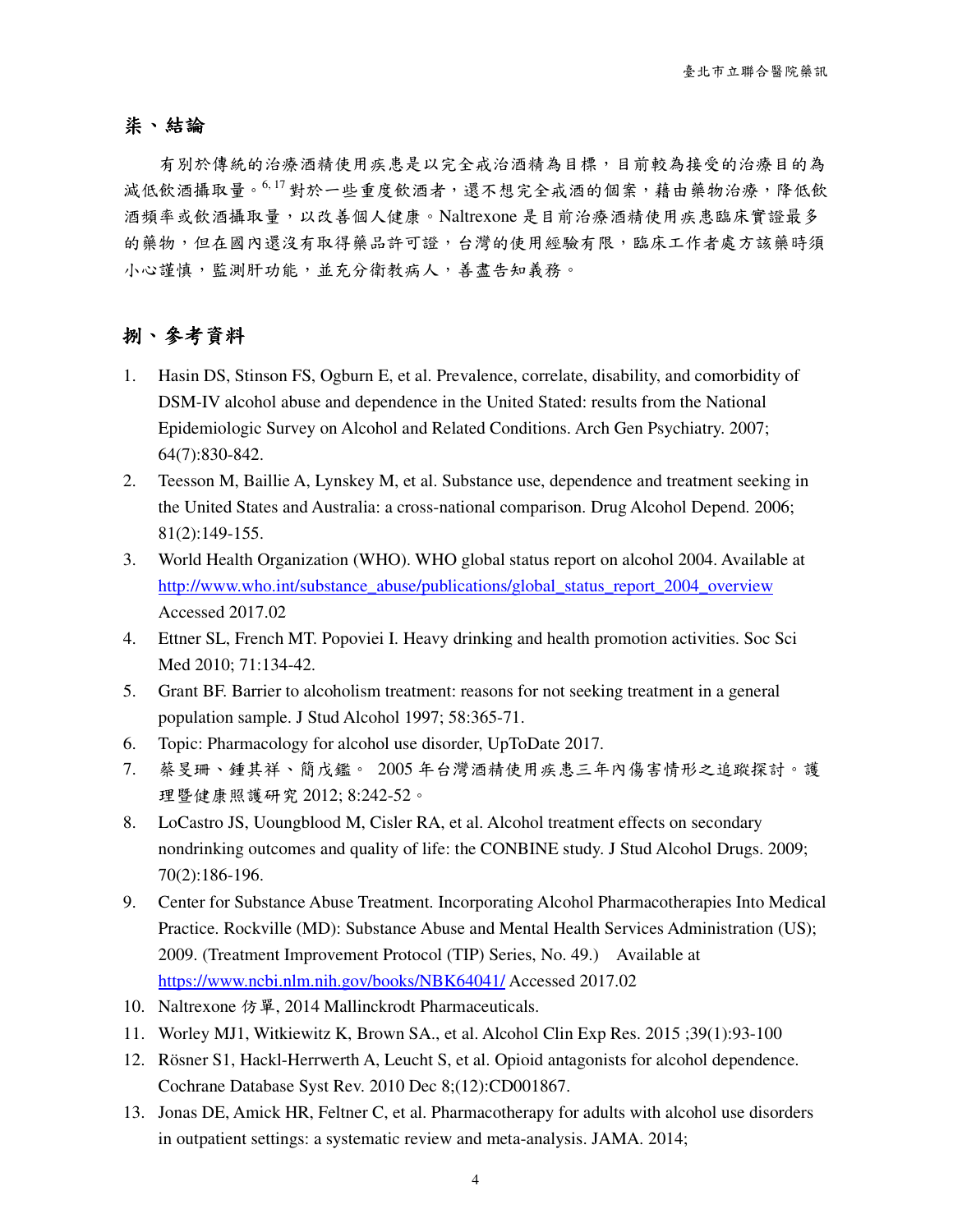## 柒、結論

有別於傳統的治療酒精使用疾患是以完全戒治酒精為目標，目前較為接受的治療目的為減低飲酒攝取量。[6, 17] 對於一些重度飲酒者，還不想完全戒酒的個案，藉由藥物治療，降低飲酒頻率或飲酒攝取量，以改善個人健康。Naltrexone 是目前治療酒精使用疾患臨床實證最多的藥物，但在國內還沒有取得藥品許可證，台灣的使用經驗有限，臨床工作者處方該藥時須小心謹慎，監測肝功能，並充分衛教病人，善盡告知義務。

## 捌、參考資料

1. Hasin DS, Stinson FS, Ogburn E, et al. Prevalence, correlate, disability, and comorbidity of DSM-IV alcohol abuse and dependence in the United Stated: results from the National Epidemiologic Survey on Alcohol and Related Conditions. Arch Gen Psychiatry. 2007; 64(7):830-842.
2. Teesson M, Baillie A, Lynskey M, et al. Substance use, dependence and treatment seeking in the United States and Australia: a cross-national comparison. Drug Alcohol Depend. 2006; 81(2):149-155.
3. World Health Organization (WHO). WHO global status report on alcohol 2004. Available at http://www.who.int/substance_abuse/publications/global_status_report_2004_overview Accessed 2017.02
4. Ettner SL, French MT. Popoviei I. Heavy drinking and health promotion activities. Soc Sci Med 2010; 71:134-42.
5. Grant BF. Barrier to alcoholism treatment: reasons for not seeking treatment in a general population sample. J Stud Alcohol 1997; 58:365-71.
6. Topic: Pharmacology for alcohol use disorder, UpToDate 2017.
7. 蔡旻珊、鍾其祥、簡戊鑑。 2005 年台灣酒精使用疾患三年內傷害情形之追蹤探討。護理暨健康照護研究 2012; 8:242-52。
8. LoCastro JS, Uoungblood M, Cisler RA, et al. Alcohol treatment effects on secondary nondrinking outcomes and quality of life: the CONBINE study. J Stud Alcohol Drugs. 2009; 70(2):186-196.
9. Center for Substance Abuse Treatment. Incorporating Alcohol Pharmacotherapies Into Medical Practice. Rockville (MD): Substance Abuse and Mental Health Services Administration (US); 2009. (Treatment Improvement Protocol (TIP) Series, No. 49.) Available at https://www.ncbi.nlm.nih.gov/books/NBK64041/ Accessed 2017.02
10. Naltrexone 仿單, 2014 Mallinckrodt Pharmaceuticals.
11. Worley MJ1, Witkiewitz K, Brown SA., et al. Alcohol Clin Exp Res. 2015 ;39(1):93-100
12. Rösner S1, Hackl-Herrwerth A, Leucht S, et al. Opioid antagonists for alcohol dependence. Cochrane Database Syst Rev. 2010 Dec 8;(12):CD001867.
13. Jonas DE, Amick HR, Feltner C, et al. Pharmacotherapy for adults with alcohol use disorders in outpatient settings: a systematic review and meta-analysis. JAMA. 2014;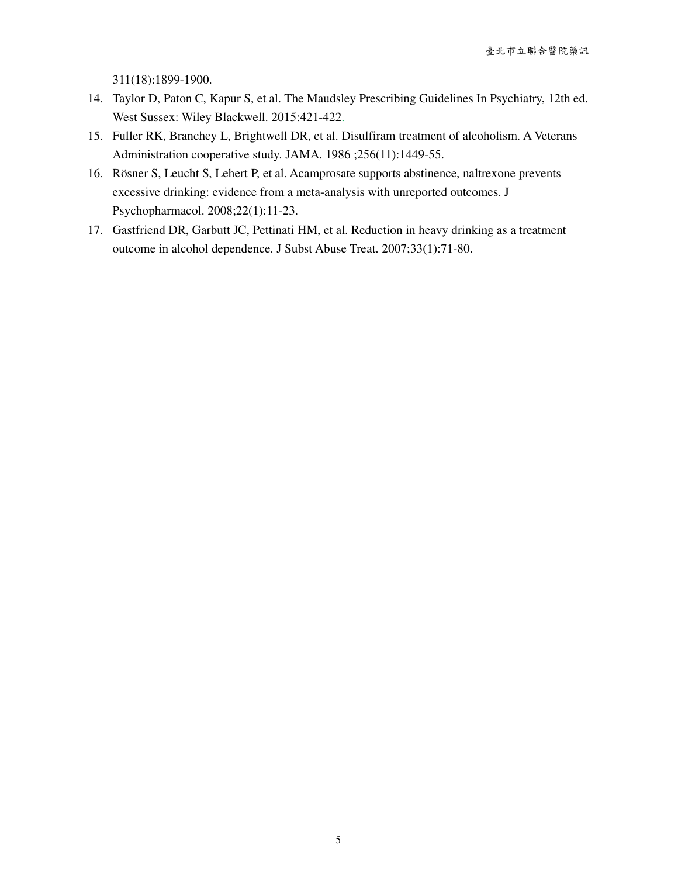311(18):1899-1900.

14. Taylor D, Paton C, Kapur S, et al. The Maudsley Prescribing Guidelines In Psychiatry, 12th ed. West Sussex: Wiley Blackwell. 2015:421-422.
15. Fuller RK, Branchey L, Brightwell DR, et al. Disulfiram treatment of alcoholism. A Veterans Administration cooperative study. JAMA. 1986 ;256(11):1449-55.
16. Rösner S, Leucht S, Lehert P, et al. Acamprosate supports abstinence, naltrexone prevents excessive drinking: evidence from a meta-analysis with unreported outcomes. J Psychopharmacol. 2008;22(1):11-23.
17. Gastfriend DR, Garbutt JC, Pettinati HM, et al. Reduction in heavy drinking as a treatment outcome in alcohol dependence. J Subst Abuse Treat. 2007;33(1):71-80.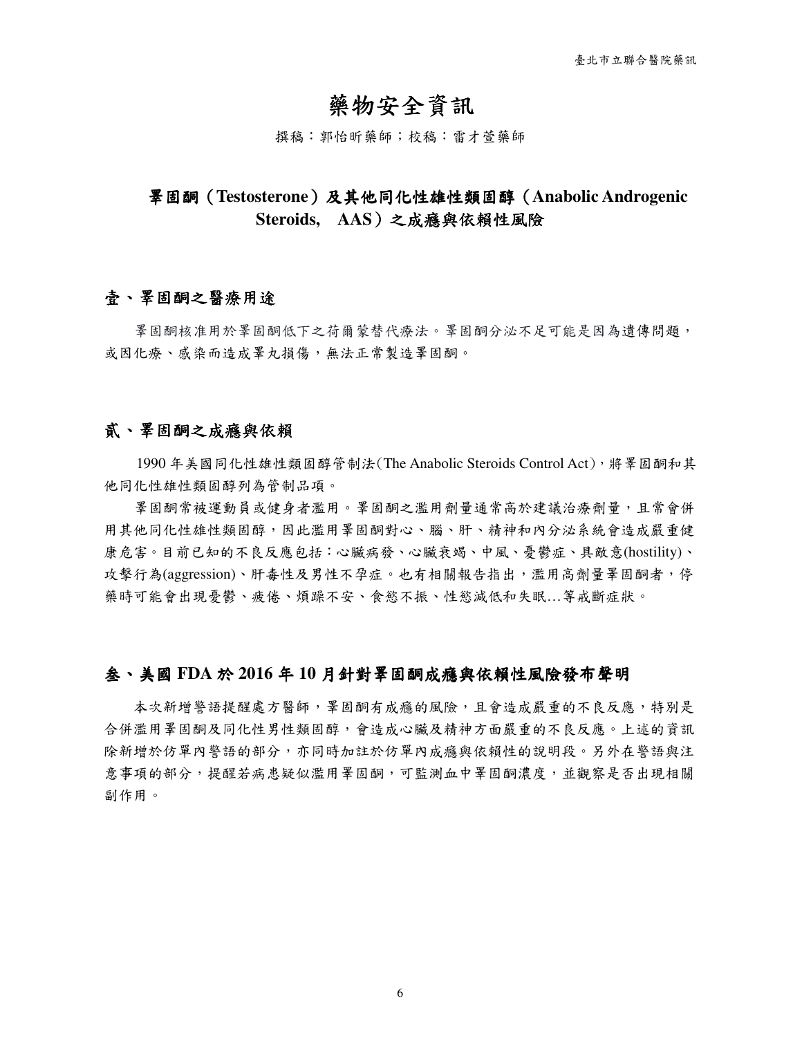# 藥物安全資訊

撰稿：郭怡昕藥師；校稿：雷才萱藥師

## 睪固酮（Testosterone）及其他同化性雄性類固醇（Anabolic Androgenic Steroids, AAS）之成癮與依賴性風險

### 壹、睪固酮之醫療用途

睪固酮核准用於睪固酮低下之荷爾蒙替代療法。睪固酮分泌不足可能是因為遺傳問題，或因化療、感染而造成睪丸損傷，無法正常製造睪固酮。

### 貳、睪固酮之成癮與依賴

1990 年美國同化性雄性類固醇管制法(The Anabolic Steroids Control Act)，將睪固酮和其他同化性雄性類固醇列為管制品項。

睪固酮常被運動員或健身者濫用。睪固酮之濫用劑量通常高於建議治療劑量，且常會併用其他同化性雄性類固醇，因此濫用睪固酮對心、腦、肝、精神和內分泌系統會造成嚴重健康危害。目前已知的不良反應包括：心臟病發、心臟衰竭、中風、憂鬱症、具敵意(hostility)、攻擊行為(aggression)、肝毒性及男性不孕症。也有相關報告指出，濫用高劑量睪固酮者，停藥時可能會出現憂鬱、疲倦、煩躁不安、食慾不振、性慾減低和失眠…等戒斷症狀。

### 叁、美國 FDA 於 2016 年 10 月針對睪固酮成癮與依賴性風險發布聲明

本次新增警語提醒處方醫師，睪固酮有成癮的風險，且會造成嚴重的不良反應，特別是合併濫用睪固酮及同化性男性類固醇，會造成心臟及精神方面嚴重的不良反應。上述的資訊除新增於仿單內警語的部分，亦同時加註於仿單內成癮與依賴性的說明段。另外在警語與注意事項的部分，提醒若病患疑似濫用睪固酮，可監測血中睪固酮濃度，並觀察是否出現相關副作用。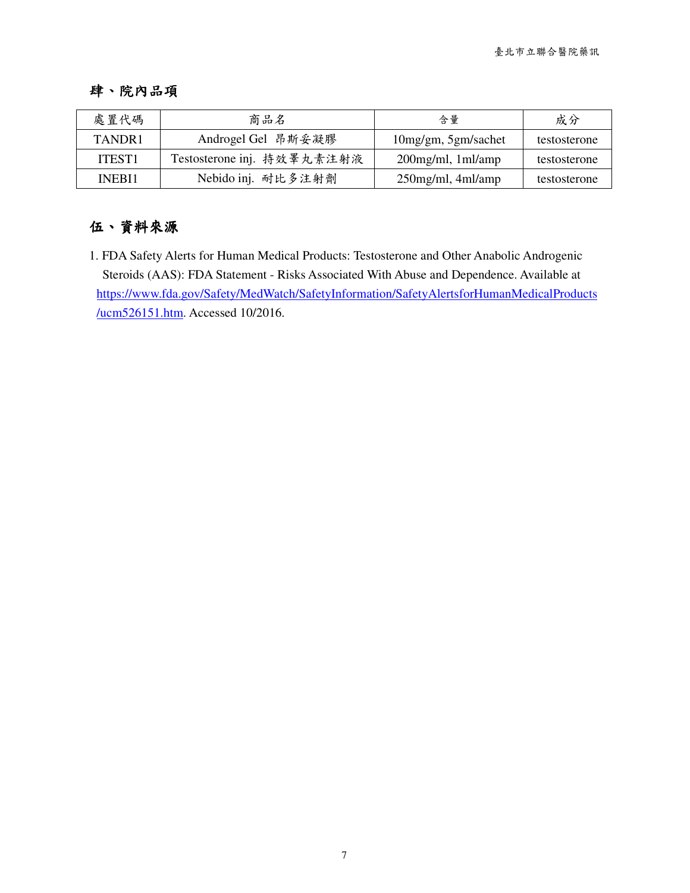## 肆、院內品項

| 處置代碼 | 商品名 | 含量 | 成分 |
| --- | --- | --- | --- |
| TANDR1 | Androgel Gel 昂斯妥凝膠 | 10mg/gm, 5gm/sachet | testosterone |
| ITEST1 | Testosterone inj. 持效睪丸素注射液 | 200mg/ml, 1ml/amp | testosterone |
| INEBI1 | Nebido inj. 耐比多注射劑 | 250mg/ml, 4ml/amp | testosterone |

## 伍、資料來源

1. FDA Safety Alerts for Human Medical Products: Testosterone and Other Anabolic Androgenic Steroids (AAS): FDA Statement - Risks Associated With Abuse and Dependence. Available at https://www.fda.gov/Safety/MedWatch/SafetyInformation/SafetyAlertsforHumanMedicalProducts/ucm526151.htm. Accessed 10/2016.